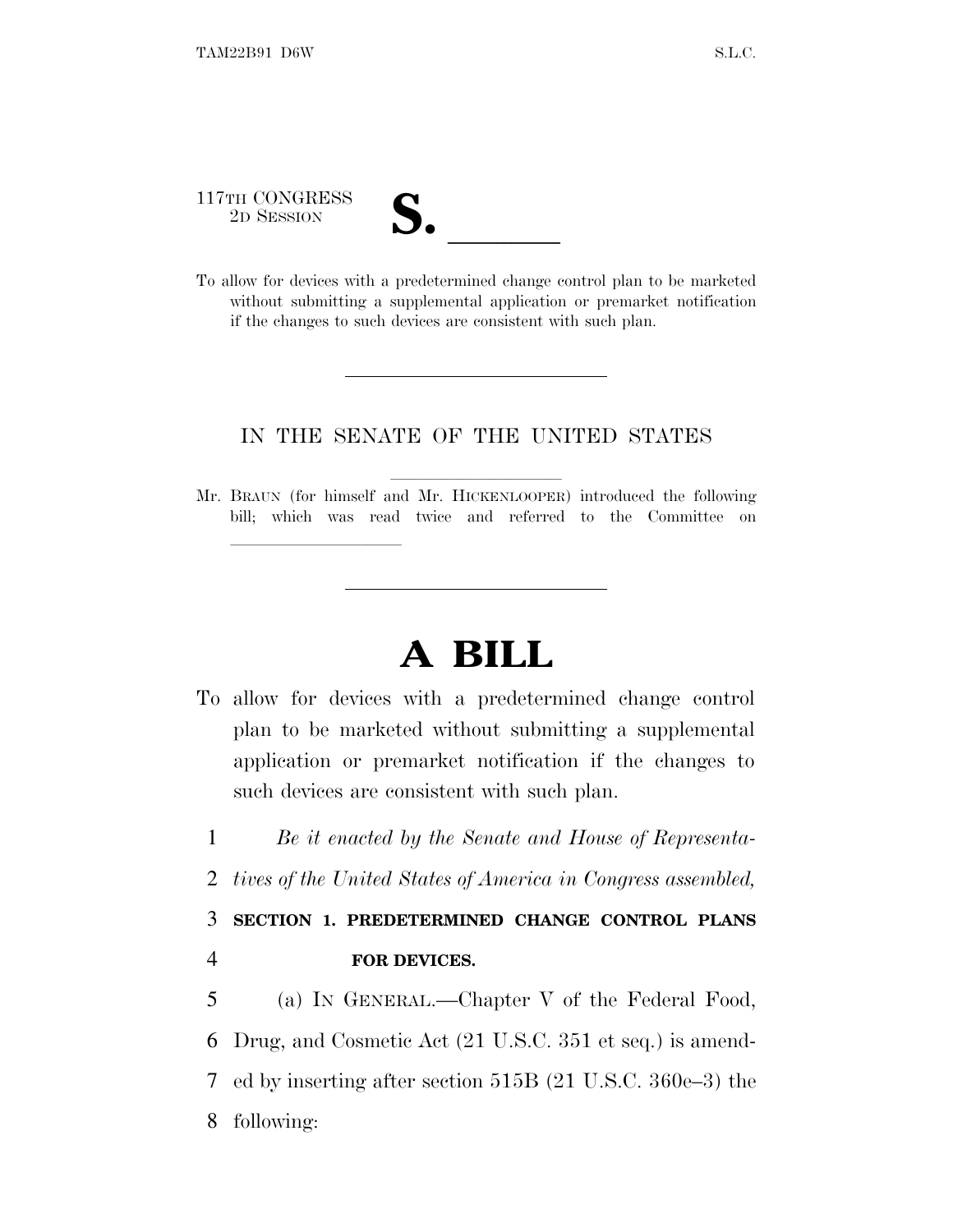117TH CONGRESS
2D SESSION

# S. ______

To allow for devices with a predetermined change control plan to be marketed without submitting a supplemental application or premarket notification if the changes to such devices are consistent with such plan.

---

IN THE SENATE OF THE UNITED STATES

Mr. BRAUN (for himself and Mr. HICKENLOOPER) introduced the following bill; which was read twice and referred to the Committee on ______________

---

# A BILL

To allow for devices with a predetermined change control plan to be marketed without submitting a supplemental application or premarket notification if the changes to such devices are consistent with such plan.

1 *Be it enacted by the Senate and House of Representa-*
2 *tives of the United States of America in Congress assembled,*

3 **SECTION 1. PREDETERMINED CHANGE CONTROL PLANS**
4 **FOR DEVICES.**

5 (a) IN GENERAL.—Chapter V of the Federal Food,
6 Drug, and Cosmetic Act (21 U.S.C. 351 et seq.) is amend-
7 ed by inserting after section 515B (21 U.S.C. 360e–3) the
8 following: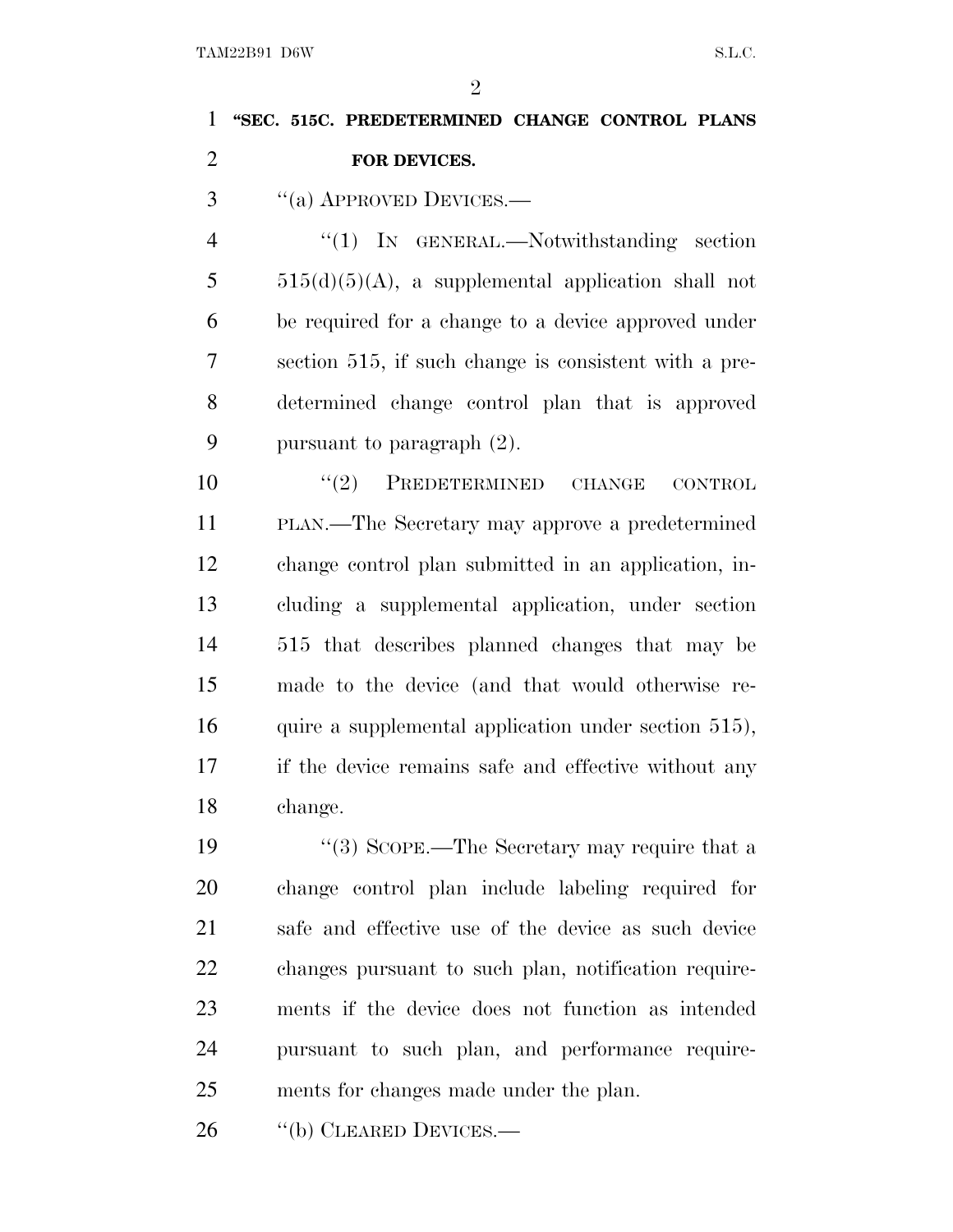**"SEC. 515C. PREDETERMINED CHANGE CONTROL PLANS FOR DEVICES.**

"(a) APPROVED DEVICES.—

"(1) IN GENERAL.—Notwithstanding section 515(d)(5)(A), a supplemental application shall not be required for a change to a device approved under section 515, if such change is consistent with a predetermined change control plan that is approved pursuant to paragraph (2).

"(2) PREDETERMINED CHANGE CONTROL PLAN.—The Secretary may approve a predetermined change control plan submitted in an application, including a supplemental application, under section 515 that describes planned changes that may be made to the device (and that would otherwise require a supplemental application under section 515), if the device remains safe and effective without any change.

"(3) SCOPE.—The Secretary may require that a change control plan include labeling required for safe and effective use of the device as such device changes pursuant to such plan, notification requirements if the device does not function as intended pursuant to such plan, and performance requirements for changes made under the plan.

"(b) CLEARED DEVICES.—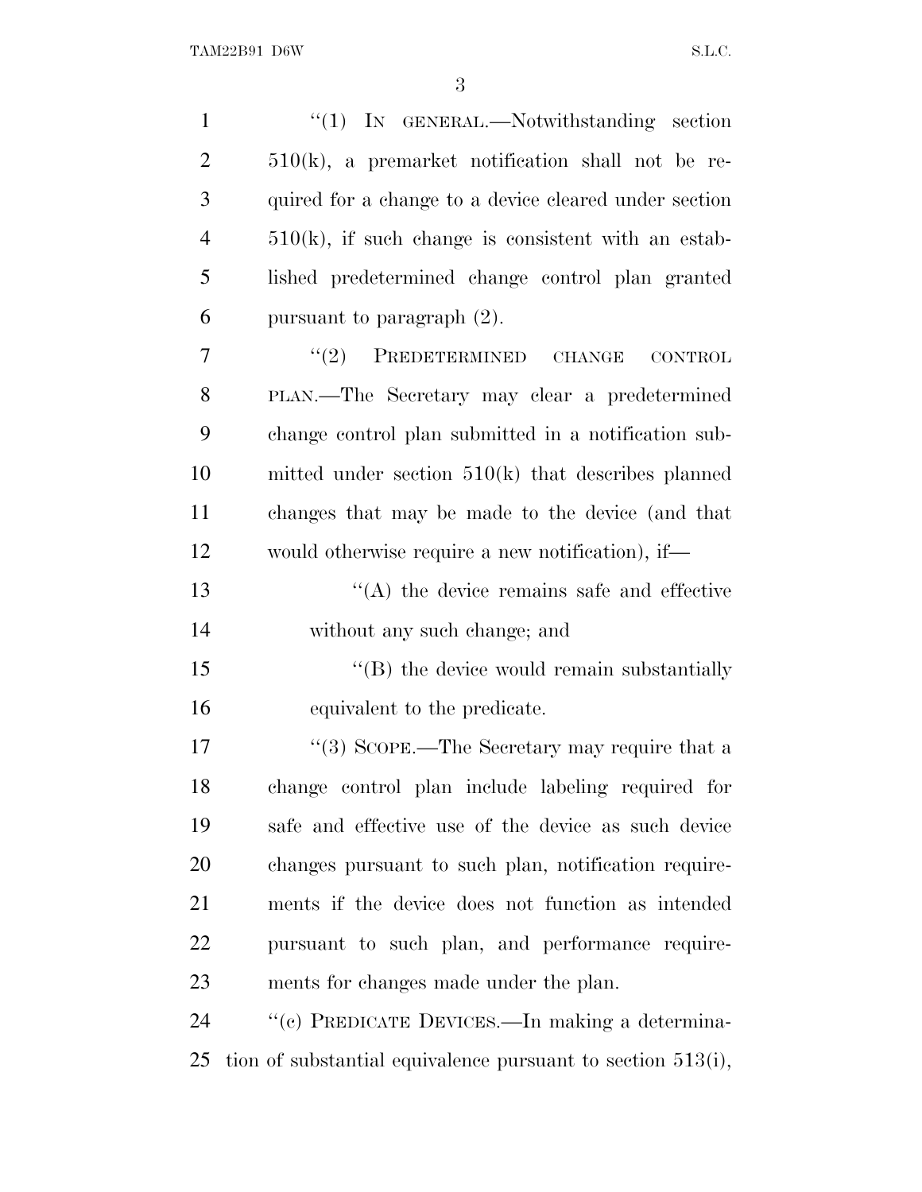"(1) IN GENERAL.—Notwithstanding section 510(k), a premarket notification shall not be required for a change to a device cleared under section 510(k), if such change is consistent with an established predetermined change control plan granted pursuant to paragraph (2).

"(2) PREDETERMINED CHANGE CONTROL PLAN.—The Secretary may clear a predetermined change control plan submitted in a notification submitted under section 510(k) that describes planned changes that may be made to the device (and that would otherwise require a new notification), if—

"(A) the device remains safe and effective without any such change; and

"(B) the device would remain substantially equivalent to the predicate.

"(3) SCOPE.—The Secretary may require that a change control plan include labeling required for safe and effective use of the device as such device changes pursuant to such plan, notification requirements if the device does not function as intended pursuant to such plan, and performance requirements for changes made under the plan.

"(c) PREDICATE DEVICES.—In making a determination of substantial equivalence pursuant to section 513(i),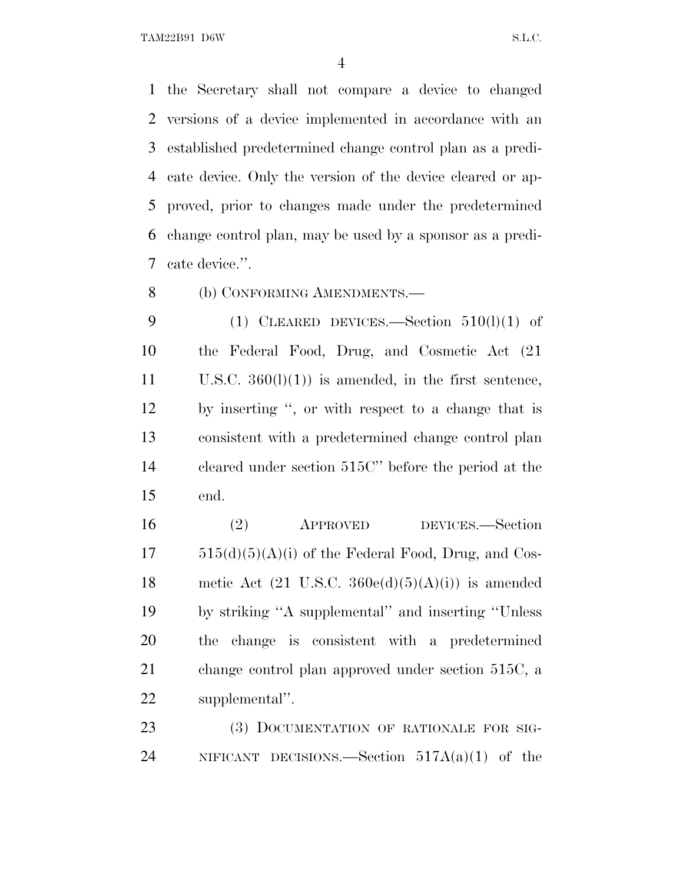the Secretary shall not compare a device to changed versions of a device implemented in accordance with an established predetermined change control plan as a predicate device. Only the version of the device cleared or approved, prior to changes made under the predetermined change control plan, may be used by a sponsor as a predicate device.''.

(b) CONFORMING AMENDMENTS.—

(1) CLEARED DEVICES.—Section 510(l)(1) of the Federal Food, Drug, and Cosmetic Act (21 U.S.C. 360(l)(1)) is amended, in the first sentence, by inserting '', or with respect to a change that is consistent with a predetermined change control plan cleared under section 515C'' before the period at the end.

(2) APPROVED DEVICES.—Section 515(d)(5)(A)(i) of the Federal Food, Drug, and Cosmetic Act (21 U.S.C. 360e(d)(5)(A)(i)) is amended by striking ''A supplemental'' and inserting ''Unless the change is consistent with a predetermined change control plan approved under section 515C, a supplemental''.

(3) DOCUMENTATION OF RATIONALE FOR SIGNIFICANT DECISIONS.—Section 517A(a)(1) of the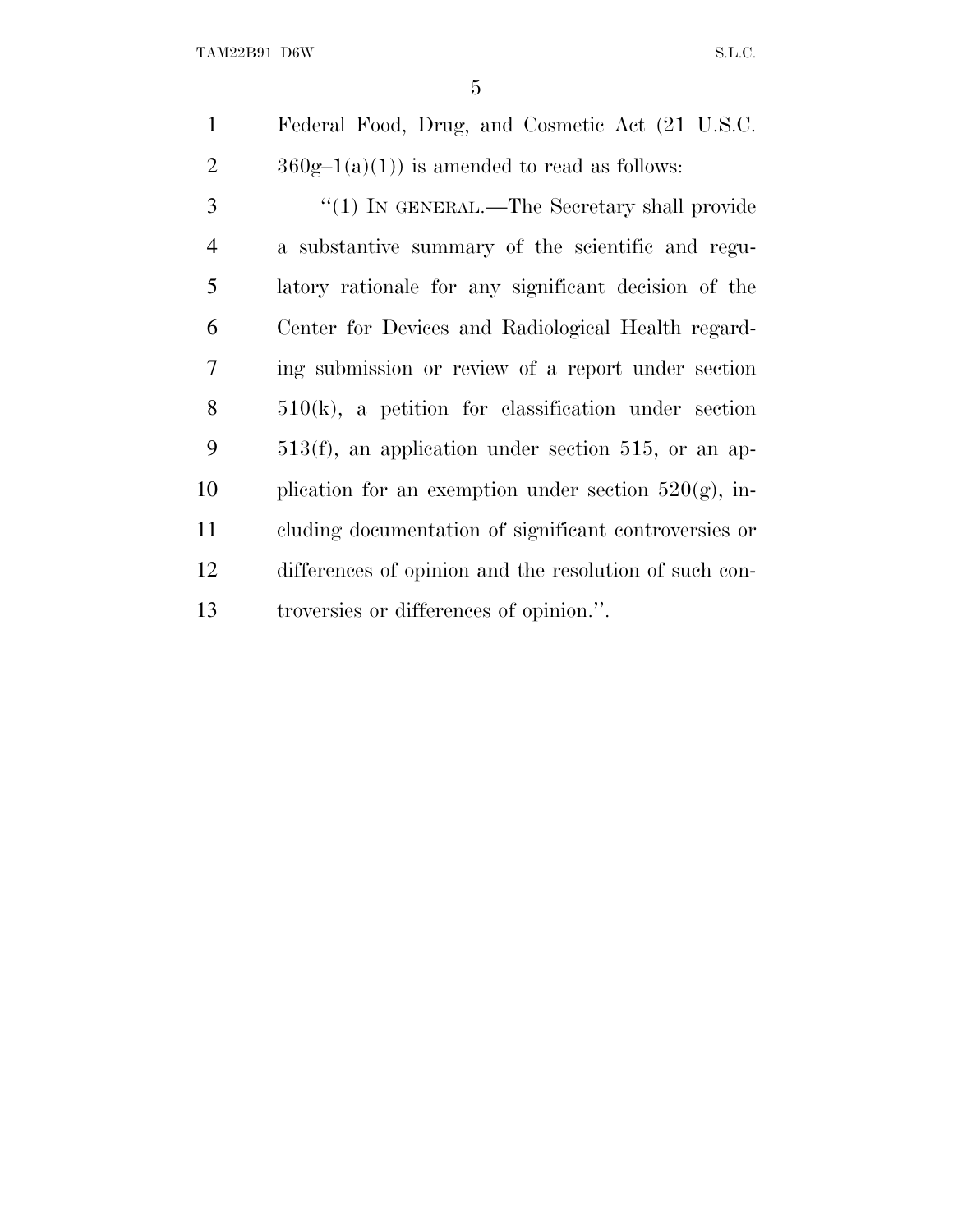Federal Food, Drug, and Cosmetic Act (21 U.S.C. 360g–1(a)(1)) is amended to read as follows:

"(1) IN GENERAL.—The Secretary shall provide a substantive summary of the scientific and regulatory rationale for any significant decision of the Center for Devices and Radiological Health regarding submission or review of a report under section 510(k), a petition for classification under section 513(f), an application under section 515, or an application for an exemption under section 520(g), including documentation of significant controversies or differences of opinion and the resolution of such controversies or differences of opinion.".